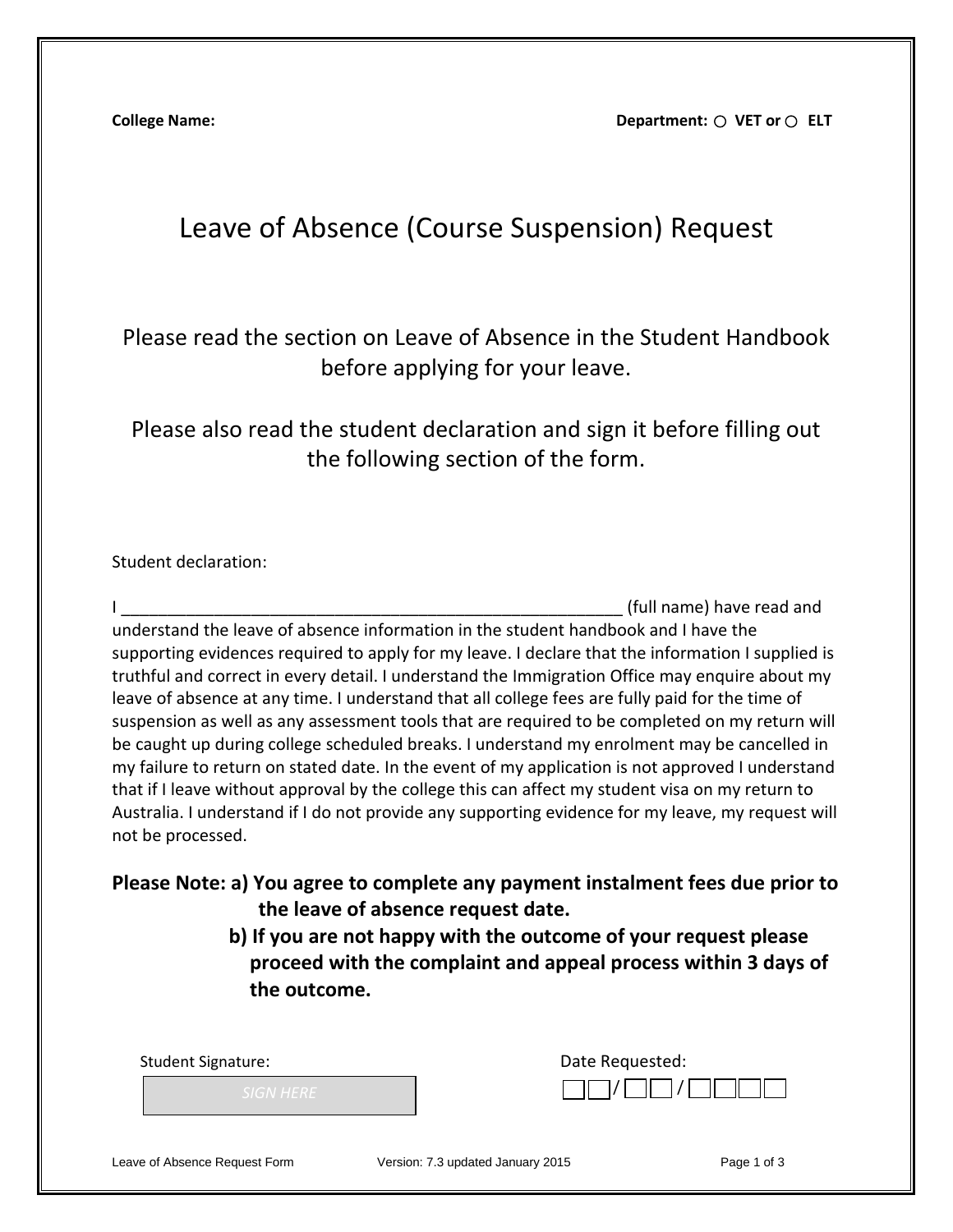**College Name:** **Department:** ○ **VET or** ○ **ELT**

# Leave of Absence (Course Suspension) Request

Please read the section on Leave of Absence in the Student Handbook before applying for your leave.

Please also read the student declaration and sign it before filling out the following section of the form.

Student declaration:

I ________________________________________________________ (full name) have read and understand the leave of absence information in the student handbook and I have the supporting evidences required to apply for my leave. I declare that the information I supplied is truthful and correct in every detail. I understand the Immigration Office may enquire about my leave of absence at any time. I understand that all college fees are fully paid for the time of suspension as well as any assessment tools that are required to be completed on my return will be caught up during college scheduled breaks. I understand my enrolment may be cancelled in my failure to return on stated date. In the event of my application is not approved I understand that if I leave without approval by the college this can affect my student visa on my return to Australia. I understand if I do not provide any supporting evidence for my leave, my request will not be processed.

**Please Note: a) You agree to complete any payment instalment fees due prior to the leave of absence request date.**

**b) If you are not happy with the outcome of your request please proceed with the complaint and appeal process within 3 days of the outcome.**

Student Signature: SIGN HERE

Date Requested: ☐☐/☐☐/☐☐☐☐

Leave of Absence Request Form Version: 7.3 updated January 2015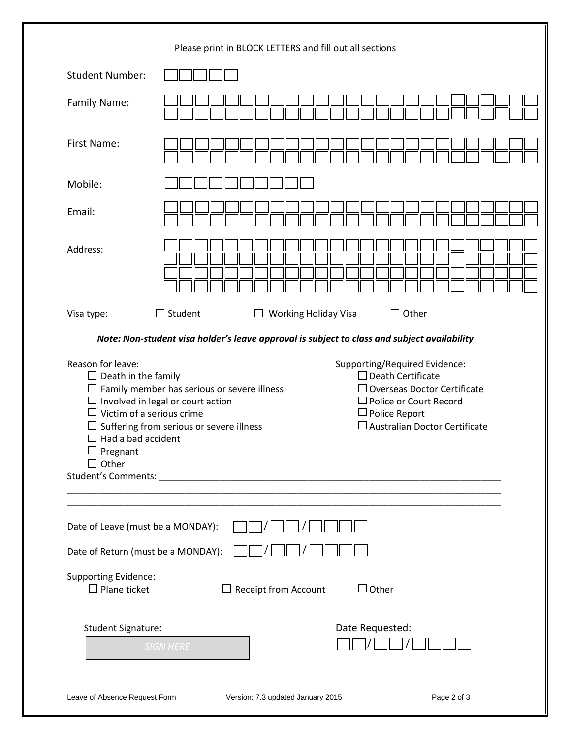Please print in BLOCK LETTERS and fill out all sections

Student Number: ☐☐☐☐☐

Family Name:

First Name:

Mobile: ☐☐☐☐☐☐☐☐☐☐

Email:

Address:

Visa type: ☐ Student ☐ Working Holiday Visa ☐ Other

***Note: Non-student visa holder's leave approval is subject to class and subject availability***

Reason for leave:

- ☐ Death in the family
- ☐ Family member has serious or severe illness
- ☐ Involved in legal or court action
- ☐ Victim of a serious crime
- ☐ Suffering from serious or severe illness
- ☐ Had a bad accident
- ☐ Pregnant
- ☐ Other

Supporting/Required Evidence:

- ☐ Death Certificate
- ☐ Overseas Doctor Certificate
- ☐ Police or Court Record
- ☐ Police Report
- ☐ Australian Doctor Certificate

Student's Comments: ____________________________________________________________

________________________________________________________________________________

________________________________________________________________________________

Date of Leave (must be a MONDAY): ☐☐/☐☐/☐☐☐☐

Date of Return (must be a MONDAY): ☐☐/☐☐/☐☐☐☐

Supporting Evidence:

☐ Plane ticket ☐ Receipt from Account ☐ Other

Student Signature: SIGN HERE

Date Requested: ☐☐/☐☐/☐☐☐☐

Leave of Absence Request Form Version: 7.3 updated January 2015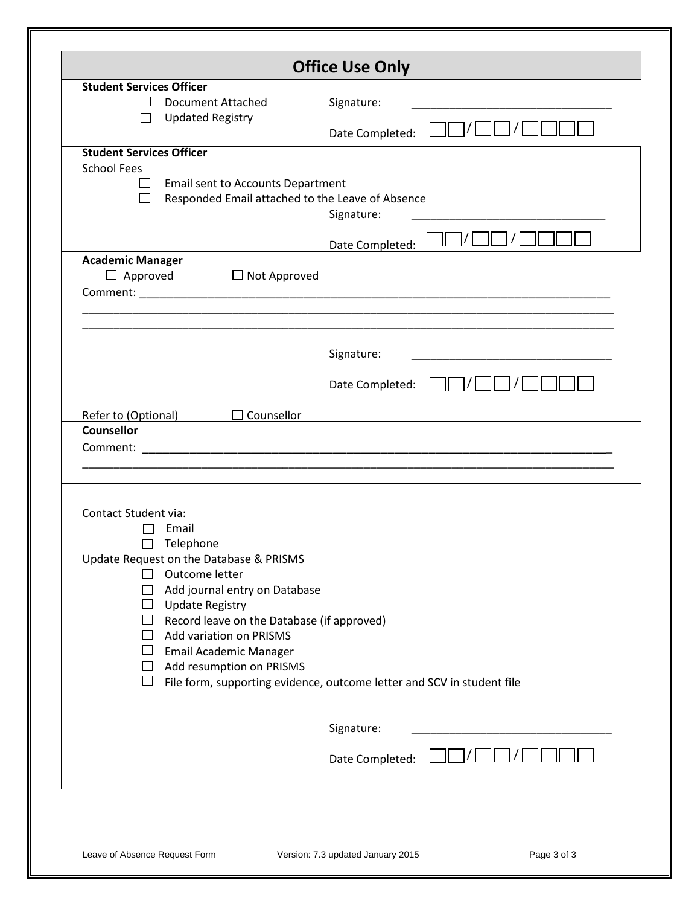## Office Use Only

**Student Services Officer**

- ☐ Document Attached
- ☐ Updated Registry

Signature: ______________________________

Date Completed: ☐☐/☐☐/☐☐☐☐

**Student Services Officer**

School Fees

- ☐ Email sent to Accounts Department
- ☐ Responded Email attached to the Leave of Absence

Signature: ______________________________

Date Completed: ☐☐/☐☐/☐☐☐☐

**Academic Manager**

☐ Approved ☐ Not Approved

Comment: ______________________________________________________________________

___________________________________________________________________________________

___________________________________________________________________________________

Signature: ______________________________

Date Completed: ☐☐/☐☐/☐☐☐☐

Refer to (Optional) ☐ Counsellor

**Counsellor**

Comment: ______________________________________________________________________

___________________________________________________________________________________

Contact Student via:

- ☐ Email
- ☐ Telephone

Update Request on the Database & PRISMS

- ☐ Outcome letter
- ☐ Add journal entry on Database
- ☐ Update Registry
- ☐ Record leave on the Database (if approved)
- ☐ Add variation on PRISMS
- ☐ Email Academic Manager
- ☐ Add resumption on PRISMS
- ☐ File form, supporting evidence, outcome letter and SCV in student file

Signature: ______________________________

Date Completed: ☐☐/☐☐/☐☐☐☐

Leave of Absence Request Form Version: 7.3 updated January 2015